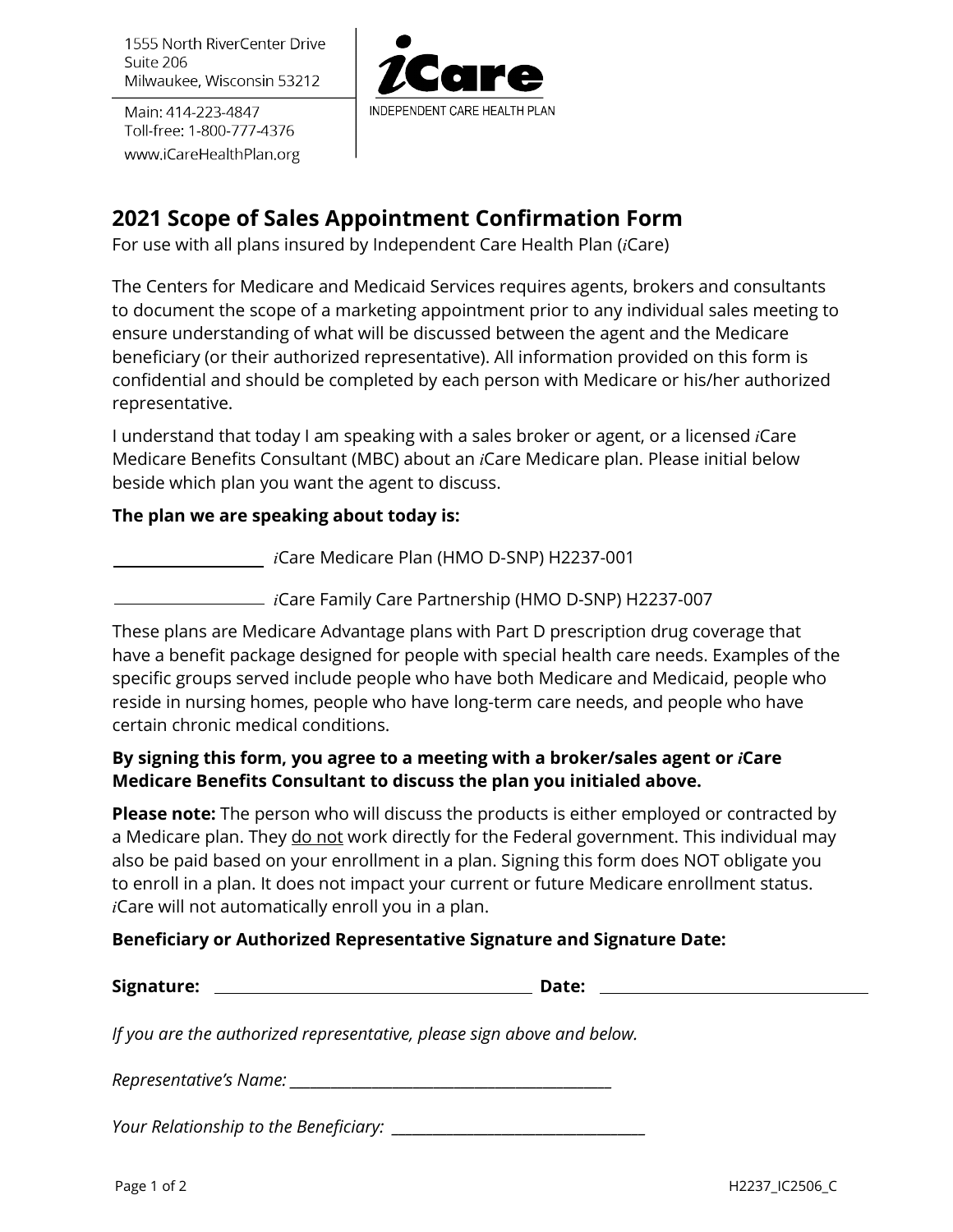1555 North RiverCenter Drive
Suite 206
Milwaukee, Wisconsin 53212

Main: 414-223-4847
Toll-free: 1-800-777-4376
www.iCareHealthPlan.org

iCare
INDEPENDENT CARE HEALTH PLAN

## 2021 Scope of Sales Appointment Confirmation Form

For use with all plans insured by Independent Care Health Plan (*i*Care)

The Centers for Medicare and Medicaid Services requires agents, brokers and consultants to document the scope of a marketing appointment prior to any individual sales meeting to ensure understanding of what will be discussed between the agent and the Medicare beneficiary (or their authorized representative). All information provided on this form is confidential and should be completed by each person with Medicare or his/her authorized representative.

I understand that today I am speaking with a sales broker or agent, or a licensed *i*Care Medicare Benefits Consultant (MBC) about an *i*Care Medicare plan. Please initial below beside which plan you want the agent to discuss.

**The plan we are speaking about today is:**

\_\_\_\_\_\_\_\_\_\_\_\_\_\_\_\_ *i*Care Medicare Plan (HMO D-SNP) H2237-001

\_\_\_\_\_\_\_\_\_\_\_\_\_\_\_\_ *i*Care Family Care Partnership (HMO D-SNP) H2237-007

These plans are Medicare Advantage plans with Part D prescription drug coverage that have a benefit package designed for people with special health care needs. Examples of the specific groups served include people who have both Medicare and Medicaid, people who reside in nursing homes, people who have long-term care needs, and people who have certain chronic medical conditions.

**By signing this form, you agree to a meeting with a broker/sales agent or *i*Care Medicare Benefits Consultant to discuss the plan you initialed above.**

**Please note:** The person who will discuss the products is either employed or contracted by a Medicare plan. They <u>do not</u> work directly for the Federal government. This individual may also be paid based on your enrollment in a plan. Signing this form does NOT obligate you to enroll in a plan. It does not impact your current or future Medicare enrollment status. *i*Care will not automatically enroll you in a plan.

**Beneficiary or Authorized Representative Signature and Signature Date:**

**Signature:** \_\_\_\_\_\_\_\_\_\_\_\_\_\_\_\_\_\_\_\_\_\_\_\_\_\_\_\_\_\_ **Date:** \_\_\_\_\_\_\_\_\_\_\_\_\_\_\_\_\_\_\_\_\_\_\_\_\_\_

*If you are the authorized representative, please sign above and below.*

*Representative's Name:* \_\_\_\_\_\_\_\_\_\_\_\_\_\_\_\_\_\_\_\_\_\_\_\_\_\_\_\_\_\_\_\_\_\_

*Your Relationship to the Beneficiary:* \_\_\_\_\_\_\_\_\_\_\_\_\_\_\_\_\_\_\_\_\_\_\_\_\_\_

H2237_IC2506_C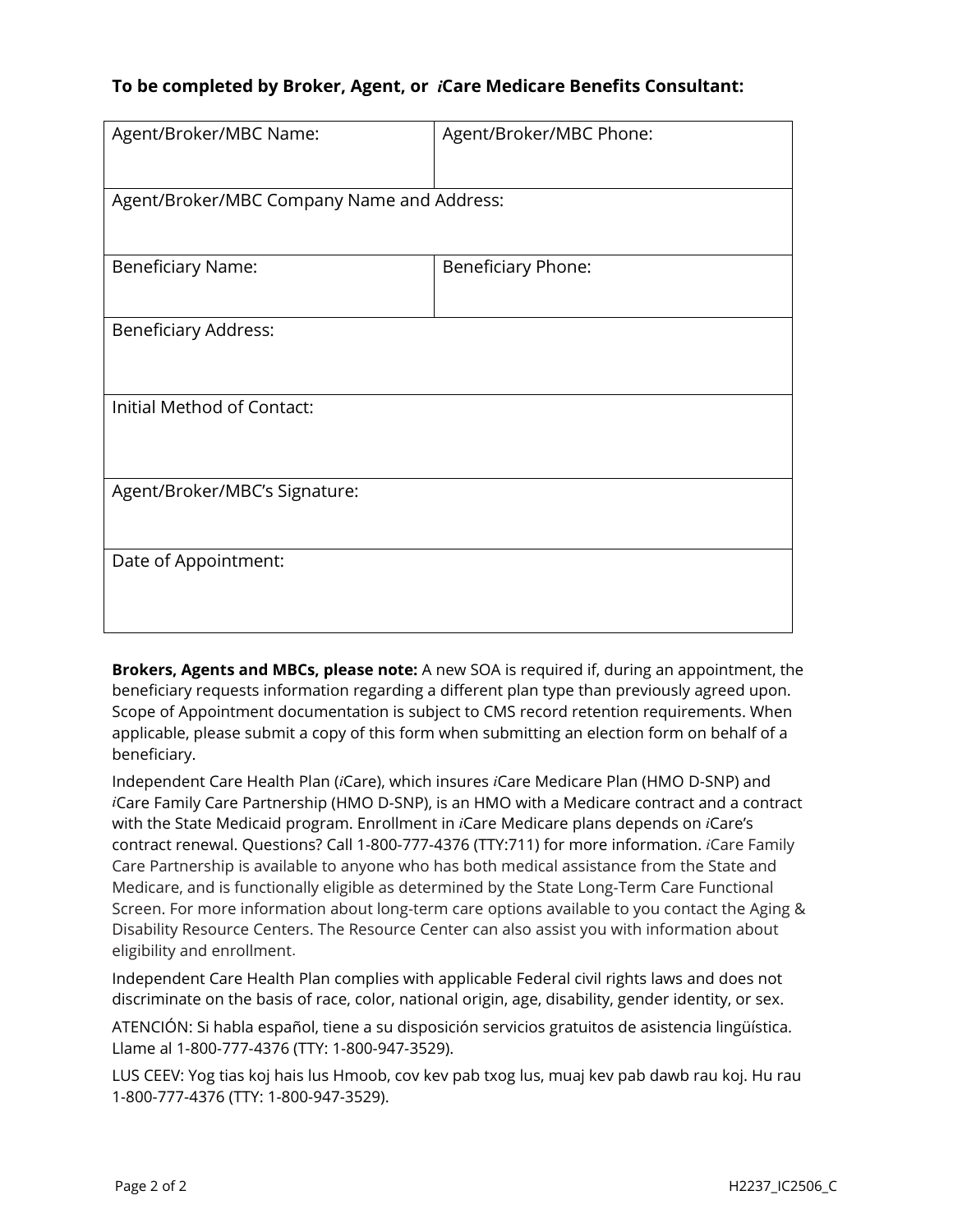**To be completed by Broker, Agent, or *i*Care Medicare Benefits Consultant:**

| | |
|---|---|
| Agent/Broker/MBC Name: | Agent/Broker/MBC Phone: |
| Agent/Broker/MBC Company Name and Address: | |
| Beneficiary Name: | Beneficiary Phone: |
| Beneficiary Address: | |
| Initial Method of Contact: | |
| Agent/Broker/MBC's Signature: | |
| Date of Appointment: | |

**Brokers, Agents and MBCs, please note:** A new SOA is required if, during an appointment, the beneficiary requests information regarding a different plan type than previously agreed upon. Scope of Appointment documentation is subject to CMS record retention requirements. When applicable, please submit a copy of this form when submitting an election form on behalf of a beneficiary.

Independent Care Health Plan (*i*Care), which insures *i*Care Medicare Plan (HMO D-SNP) and *i*Care Family Care Partnership (HMO D-SNP), is an HMO with a Medicare contract and a contract with the State Medicaid program. Enrollment in *i*Care Medicare plans depends on *i*Care's contract renewal. Questions? Call 1-800-777-4376 (TTY:711) for more information. *i*Care Family Care Partnership is available to anyone who has both medical assistance from the State and Medicare, and is functionally eligible as determined by the State Long-Term Care Functional Screen. For more information about long-term care options available to you contact the Aging & Disability Resource Centers. The Resource Center can also assist you with information about eligibility and enrollment.

Independent Care Health Plan complies with applicable Federal civil rights laws and does not discriminate on the basis of race, color, national origin, age, disability, gender identity, or sex.

ATENCIÓN: Si habla español, tiene a su disposición servicios gratuitos de asistencia lingüística. Llame al 1-800-777-4376 (TTY: 1-800-947-3529).

LUS CEEV: Yog tias koj hais lus Hmoob, cov kev pab txog lus, muaj kev pab dawb rau koj. Hu rau 1-800-777-4376 (TTY: 1-800-947-3529).

H2237_IC2506_C